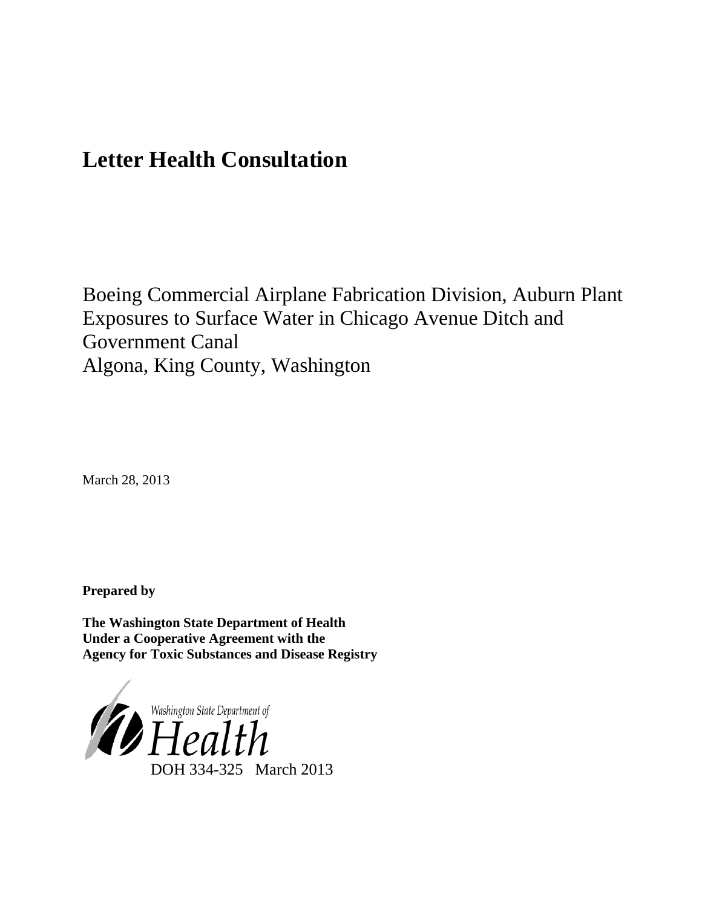# Letter Health Consultation

Boeing Commercial Airplane Fabrication Division, Auburn Plant
Exposures to Surface Water in Chicago Avenue Ditch and
Government Canal
Algona, King County, Washington

March 28, 2013

**Prepared by**

**The Washington State Department of Health**
**Under a Cooperative Agreement with the**
**Agency for Toxic Substances and Disease Registry**

Washington State Department of
Health

DOH 334-325 March 2013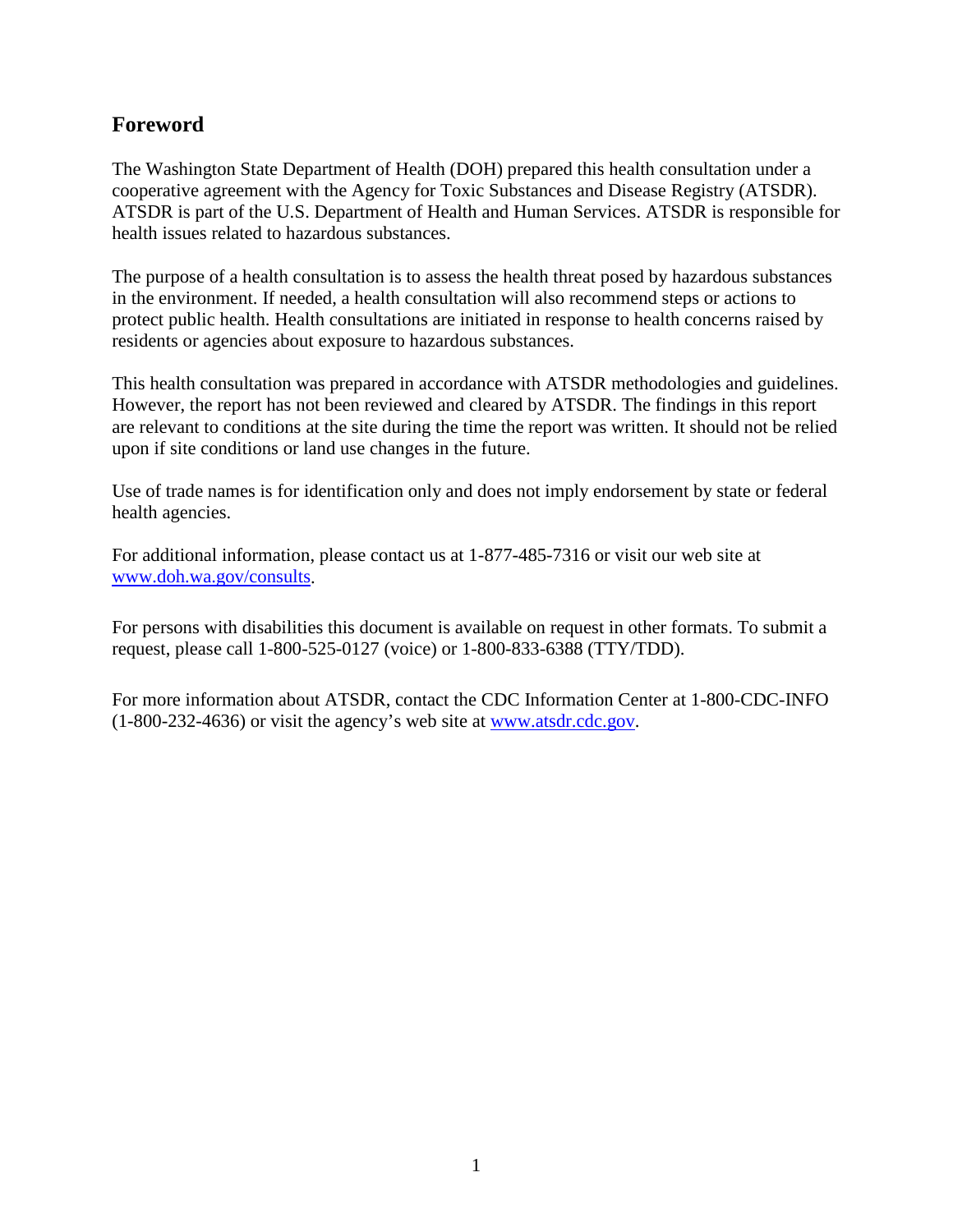## Foreword

The Washington State Department of Health (DOH) prepared this health consultation under a cooperative agreement with the Agency for Toxic Substances and Disease Registry (ATSDR). ATSDR is part of the U.S. Department of Health and Human Services. ATSDR is responsible for health issues related to hazardous substances.

The purpose of a health consultation is to assess the health threat posed by hazardous substances in the environment. If needed, a health consultation will also recommend steps or actions to protect public health. Health consultations are initiated in response to health concerns raised by residents or agencies about exposure to hazardous substances.

This health consultation was prepared in accordance with ATSDR methodologies and guidelines. However, the report has not been reviewed and cleared by ATSDR. The findings in this report are relevant to conditions at the site during the time the report was written. It should not be relied upon if site conditions or land use changes in the future.

Use of trade names is for identification only and does not imply endorsement by state or federal health agencies.

For additional information, please contact us at 1-877-485-7316 or visit our web site at www.doh.wa.gov/consults.

For persons with disabilities this document is available on request in other formats. To submit a request, please call 1-800-525-0127 (voice) or 1-800-833-6388 (TTY/TDD).

For more information about ATSDR, contact the CDC Information Center at 1-800-CDC-INFO (1-800-232-4636) or visit the agency's web site at www.atsdr.cdc.gov.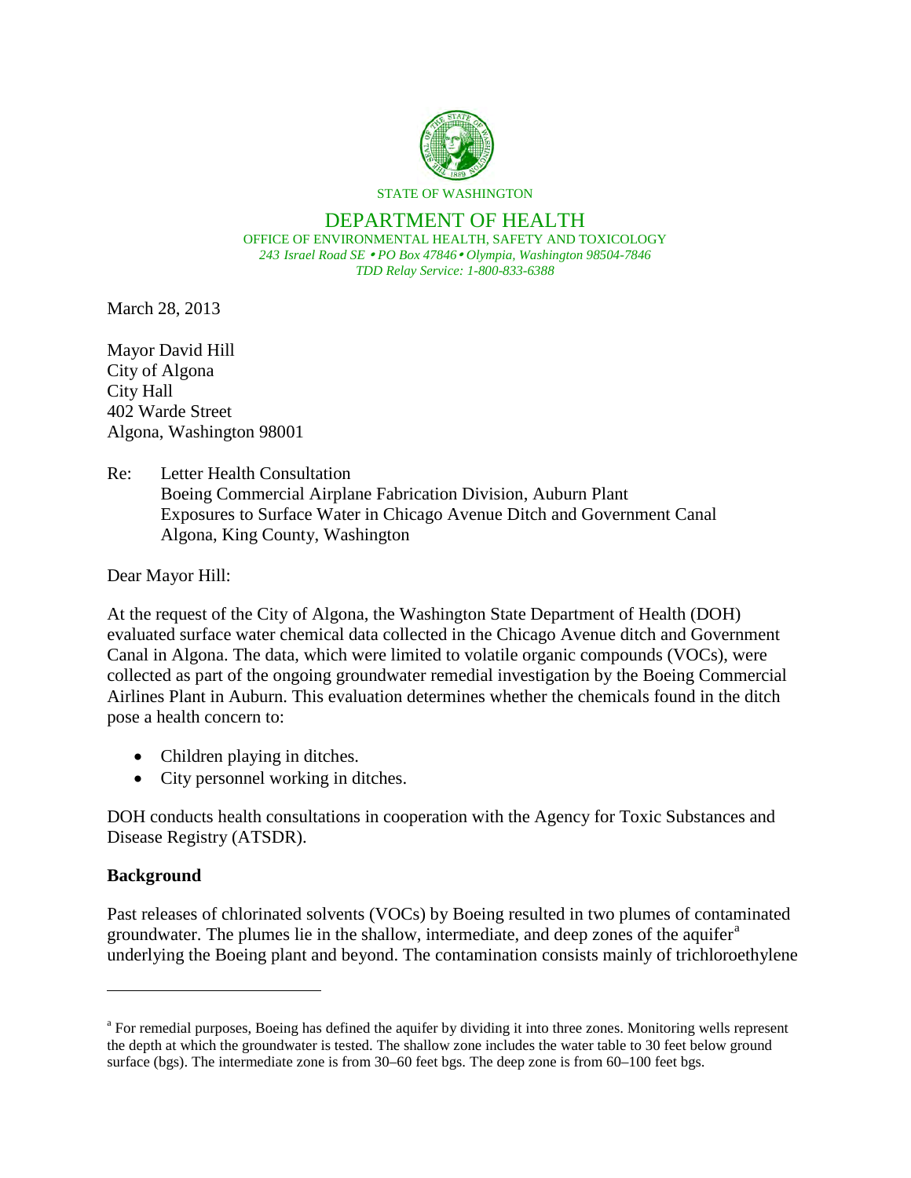STATE OF WASHINGTON

DEPARTMENT OF HEALTH

OFFICE OF ENVIRONMENTAL HEALTH, SAFETY AND TOXICOLOGY

*243 Israel Road SE • PO Box 47846 • Olympia, Washington 98504-7846*

*TDD Relay Service: 1-800-833-6388*

March 28, 2013

Mayor David Hill
City of Algona
City Hall
402 Warde Street
Algona, Washington 98001

Re: Letter Health Consultation
Boeing Commercial Airplane Fabrication Division, Auburn Plant
Exposures to Surface Water in Chicago Avenue Ditch and Government Canal
Algona, King County, Washington

Dear Mayor Hill:

At the request of the City of Algona, the Washington State Department of Health (DOH) evaluated surface water chemical data collected in the Chicago Avenue ditch and Government Canal in Algona. The data, which were limited to volatile organic compounds (VOCs), were collected as part of the ongoing groundwater remedial investigation by the Boeing Commercial Airlines Plant in Auburn. This evaluation determines whether the chemicals found in the ditch pose a health concern to:

- Children playing in ditches.
- City personnel working in ditches.

DOH conducts health consultations in cooperation with the Agency for Toxic Substances and Disease Registry (ATSDR).

**Background**

Past releases of chlorinated solvents (VOCs) by Boeing resulted in two plumes of contaminated groundwater. The plumes lie in the shallow, intermediate, and deep zones of the aquifer[a] underlying the Boeing plant and beyond. The contamination consists mainly of trichloroethylene

[a] For remedial purposes, Boeing has defined the aquifer by dividing it into three zones. Monitoring wells represent the depth at which the groundwater is tested. The shallow zone includes the water table to 30 feet below ground surface (bgs). The intermediate zone is from 30–60 feet bgs. The deep zone is from 60–100 feet bgs.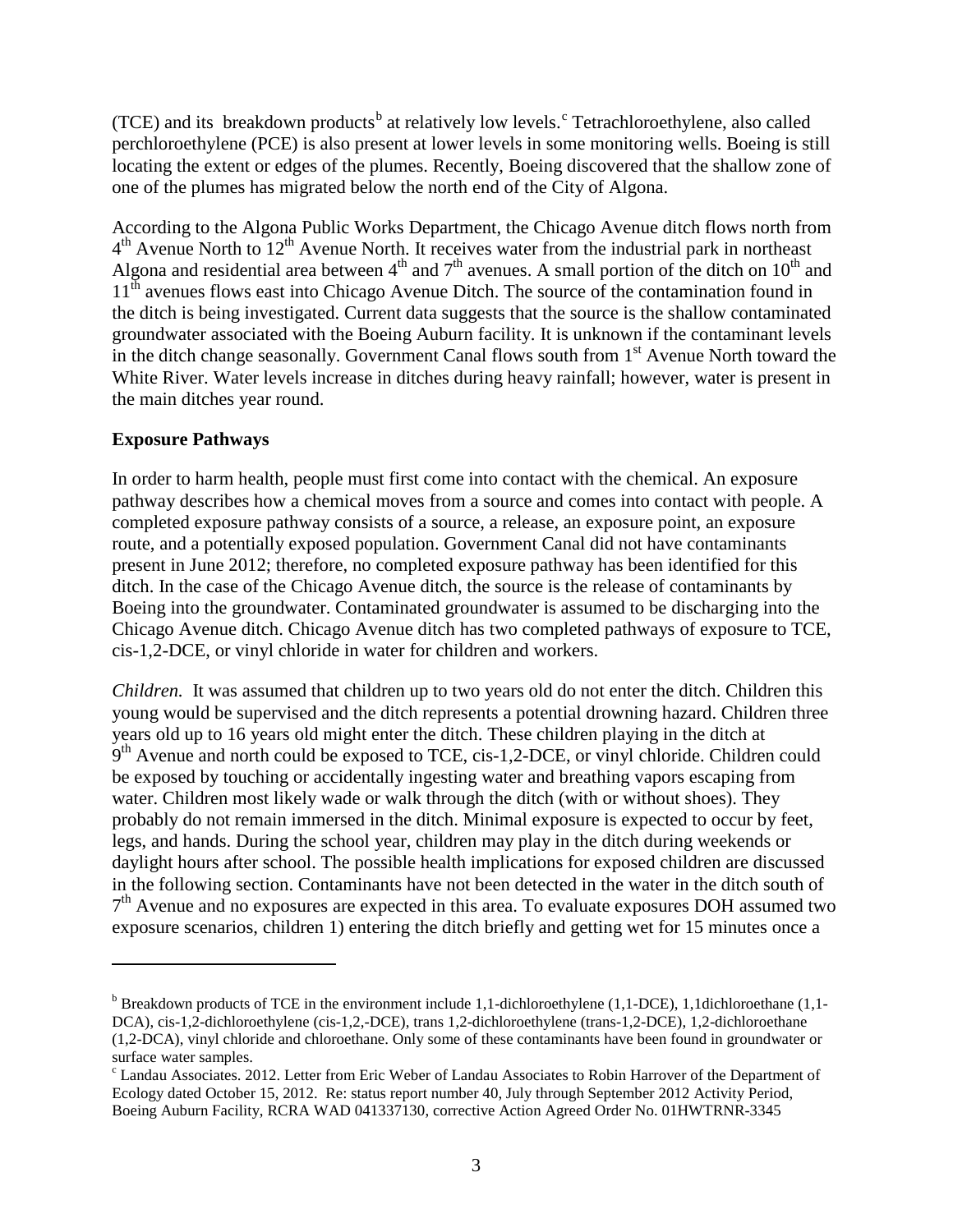(TCE) and its breakdown products[b] at relatively low levels.[c] Tetrachloroethylene, also called perchloroethylene (PCE) is also present at lower levels in some monitoring wells. Boeing is still locating the extent or edges of the plumes. Recently, Boeing discovered that the shallow zone of one of the plumes has migrated below the north end of the City of Algona.

According to the Algona Public Works Department, the Chicago Avenue ditch flows north from 4th Avenue North to 12th Avenue North. It receives water from the industrial park in northeast Algona and residential area between 4th and 7th avenues. A small portion of the ditch on 10th and 11th avenues flows east into Chicago Avenue Ditch. The source of the contamination found in the ditch is being investigated. Current data suggests that the source is the shallow contaminated groundwater associated with the Boeing Auburn facility. It is unknown if the contaminant levels in the ditch change seasonally. Government Canal flows south from 1st Avenue North toward the White River. Water levels increase in ditches during heavy rainfall; however, water is present in the main ditches year round.

**Exposure Pathways**

In order to harm health, people must first come into contact with the chemical. An exposure pathway describes how a chemical moves from a source and comes into contact with people. A completed exposure pathway consists of a source, a release, an exposure point, an exposure route, and a potentially exposed population. Government Canal did not have contaminants present in June 2012; therefore, no completed exposure pathway has been identified for this ditch. In the case of the Chicago Avenue ditch, the source is the release of contaminants by Boeing into the groundwater. Contaminated groundwater is assumed to be discharging into the Chicago Avenue ditch. Chicago Avenue ditch has two completed pathways of exposure to TCE, cis-1,2-DCE, or vinyl chloride in water for children and workers.

*Children.* It was assumed that children up to two years old do not enter the ditch. Children this young would be supervised and the ditch represents a potential drowning hazard. Children three years old up to 16 years old might enter the ditch. These children playing in the ditch at 9th Avenue and north could be exposed to TCE, cis-1,2-DCE, or vinyl chloride. Children could be exposed by touching or accidentally ingesting water and breathing vapors escaping from water. Children most likely wade or walk through the ditch (with or without shoes). They probably do not remain immersed in the ditch. Minimal exposure is expected to occur by feet, legs, and hands. During the school year, children may play in the ditch during weekends or daylight hours after school. The possible health implications for exposed children are discussed in the following section. Contaminants have not been detected in the water in the ditch south of 7th Avenue and no exposures are expected in this area. To evaluate exposures DOH assumed two exposure scenarios, children 1) entering the ditch briefly and getting wet for 15 minutes once a

---

[b] Breakdown products of TCE in the environment include 1,1-dichloroethylene (1,1-DCE), 1,1dichloroethane (1,1-DCA), cis-1,2-dichloroethylene (cis-1,2,-DCE), trans 1,2-dichloroethylene (trans-1,2-DCE), 1,2-dichloroethane (1,2-DCA), vinyl chloride and chloroethane. Only some of these contaminants have been found in groundwater or surface water samples.

[c] Landau Associates. 2012. Letter from Eric Weber of Landau Associates to Robin Harrover of the Department of Ecology dated October 15, 2012. Re: status report number 40, July through September 2012 Activity Period, Boeing Auburn Facility, RCRA WAD 041337130, corrective Action Agreed Order No. 01HWTRNR-3345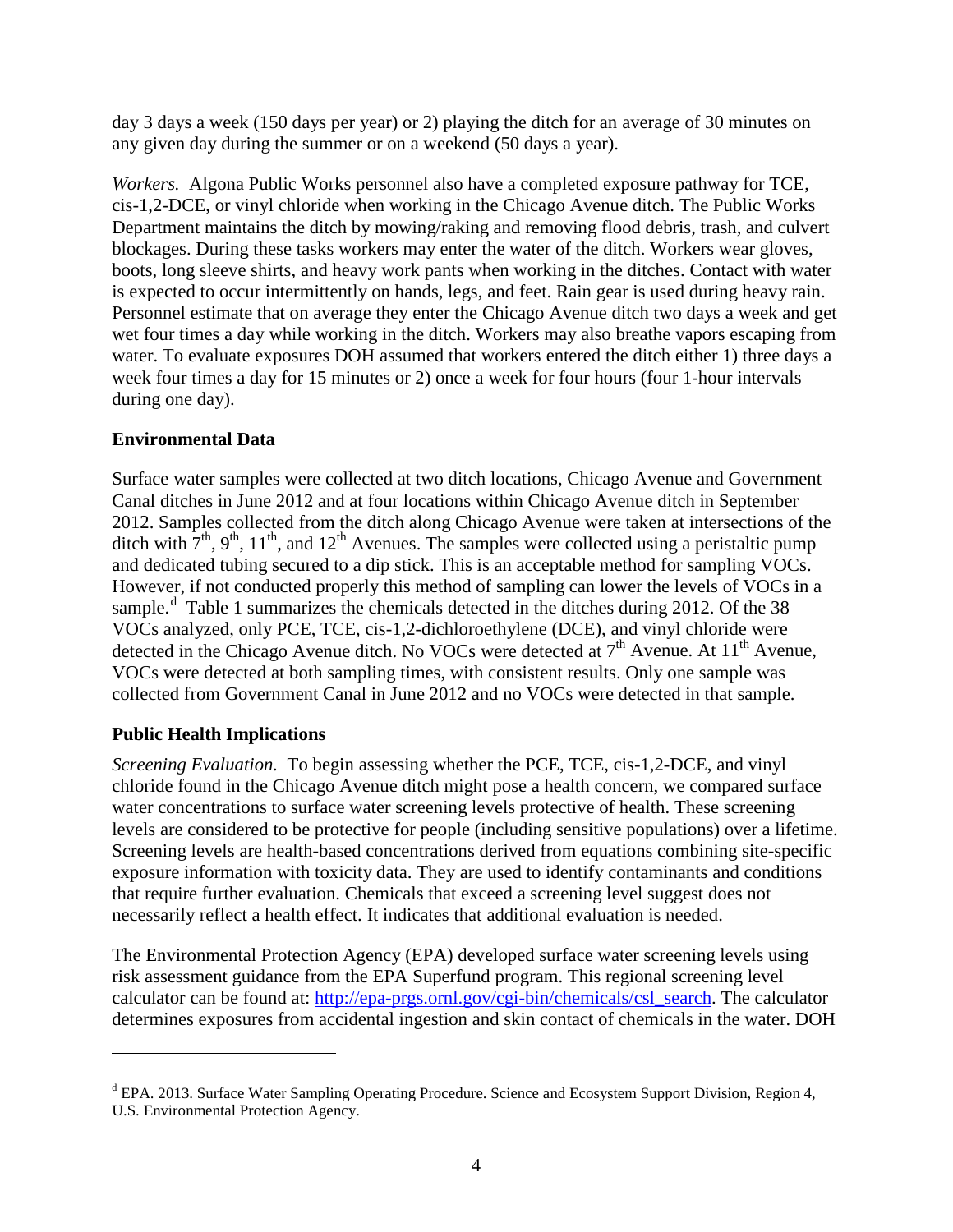day 3 days a week (150 days per year) or 2) playing the ditch for an average of 30 minutes on any given day during the summer or on a weekend (50 days a year).

*Workers.* Algona Public Works personnel also have a completed exposure pathway for TCE, cis-1,2-DCE, or vinyl chloride when working in the Chicago Avenue ditch. The Public Works Department maintains the ditch by mowing/raking and removing flood debris, trash, and culvert blockages. During these tasks workers may enter the water of the ditch. Workers wear gloves, boots, long sleeve shirts, and heavy work pants when working in the ditches. Contact with water is expected to occur intermittently on hands, legs, and feet. Rain gear is used during heavy rain. Personnel estimate that on average they enter the Chicago Avenue ditch two days a week and get wet four times a day while working in the ditch. Workers may also breathe vapors escaping from water. To evaluate exposures DOH assumed that workers entered the ditch either 1) three days a week four times a day for 15 minutes or 2) once a week for four hours (four 1-hour intervals during one day).

## Environmental Data

Surface water samples were collected at two ditch locations, Chicago Avenue and Government Canal ditches in June 2012 and at four locations within Chicago Avenue ditch in September 2012. Samples collected from the ditch along Chicago Avenue were taken at intersections of the ditch with 7th, 9th, 11th, and 12th Avenues. The samples were collected using a peristaltic pump and dedicated tubing secured to a dip stick. This is an acceptable method for sampling VOCs. However, if not conducted properly this method of sampling can lower the levels of VOCs in a sample.[d] Table 1 summarizes the chemicals detected in the ditches during 2012. Of the 38 VOCs analyzed, only PCE, TCE, cis-1,2-dichloroethylene (DCE), and vinyl chloride were detected in the Chicago Avenue ditch. No VOCs were detected at 7th Avenue. At 11th Avenue, VOCs were detected at both sampling times, with consistent results. Only one sample was collected from Government Canal in June 2012 and no VOCs were detected in that sample.

## Public Health Implications

*Screening Evaluation.* To begin assessing whether the PCE, TCE, cis-1,2-DCE, and vinyl chloride found in the Chicago Avenue ditch might pose a health concern, we compared surface water concentrations to surface water screening levels protective of health. These screening levels are considered to be protective for people (including sensitive populations) over a lifetime. Screening levels are health-based concentrations derived from equations combining site-specific exposure information with toxicity data. They are used to identify contaminants and conditions that require further evaluation. Chemicals that exceed a screening level suggest does not necessarily reflect a health effect. It indicates that additional evaluation is needed.

The Environmental Protection Agency (EPA) developed surface water screening levels using risk assessment guidance from the EPA Superfund program. This regional screening level calculator can be found at: http://epa-prgs.ornl.gov/cgi-bin/chemicals/csl_search. The calculator determines exposures from accidental ingestion and skin contact of chemicals in the water. DOH

---

[d] EPA. 2013. Surface Water Sampling Operating Procedure. Science and Ecosystem Support Division, Region 4, U.S. Environmental Protection Agency.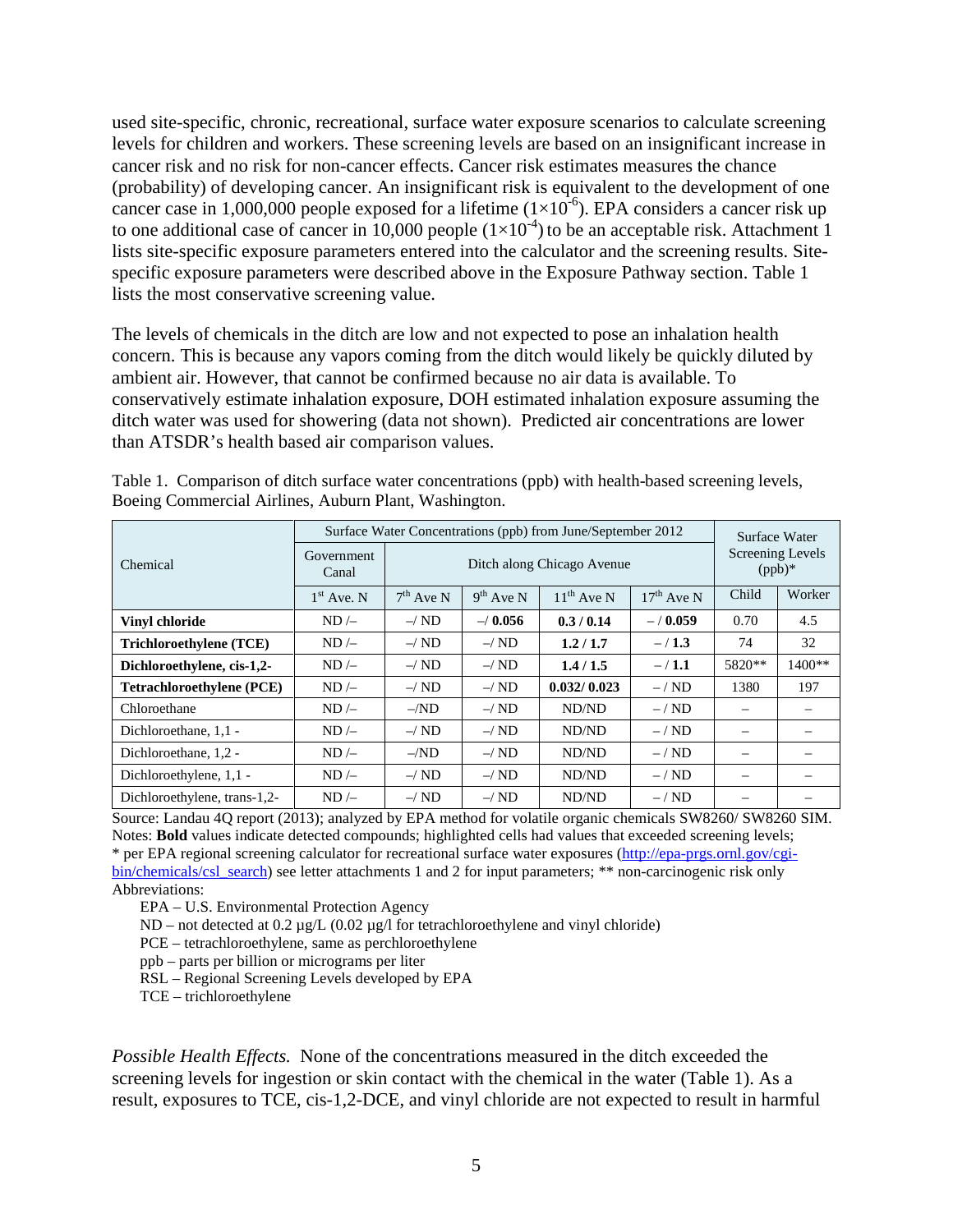used site-specific, chronic, recreational, surface water exposure scenarios to calculate screening levels for children and workers. These screening levels are based on an insignificant increase in cancer risk and no risk for non-cancer effects. Cancer risk estimates measures the chance (probability) of developing cancer. An insignificant risk is equivalent to the development of one cancer case in 1,000,000 people exposed for a lifetime ($1\times10^{-6}$). EPA considers a cancer risk up to one additional case of cancer in 10,000 people ($1\times10^{-4}$) to be an acceptable risk. Attachment 1 lists site-specific exposure parameters entered into the calculator and the screening results. Site-specific exposure parameters were described above in the Exposure Pathway section. Table 1 lists the most conservative screening value.

The levels of chemicals in the ditch are low and not expected to pose an inhalation health concern. This is because any vapors coming from the ditch would likely be quickly diluted by ambient air. However, that cannot be confirmed because no air data is available. To conservatively estimate inhalation exposure, DOH estimated inhalation exposure assuming the ditch water was used for showering (data not shown). Predicted air concentrations are lower than ATSDR's health based air comparison values.

Table 1. Comparison of ditch surface water concentrations (ppb) with health-based screening levels, Boeing Commercial Airlines, Auburn Plant, Washington.

| Chemical | Surface Water Concentrations (ppb) from June/September 2012 | | | | | Surface Water Screening Levels (ppb)* | |
|---|---|---|---|---|---|---|---|
| | Government Canal | Ditch along Chicago Avenue | | | | | |
| | 1st Ave. N | 7th Ave N | 9th Ave N | 11th Ave N | 17th Ave N | Child | Worker |
| **Vinyl chloride** | ND /– | –/ ND | –/ **0.056** | **0.3 / 0.14** | – / **0.059** | 0.70 | 4.5 |
| **Trichloroethylene (TCE)** | ND /– | –/ ND | –/ ND | **1.2 / 1.7** | – / **1.3** | 74 | 32 |
| **Dichloroethylene, cis-1,2-** | ND /– | –/ ND | –/ ND | **1.4 / 1.5** | – / **1.1** | 5820** | 1400** |
| **Tetrachloroethylene (PCE)** | ND /– | –/ ND | –/ ND | **0.032/ 0.023** | – / ND | 1380 | 197 |
| Chloroethane | ND /– | –/ND | –/ ND | ND/ND | – / ND | – | – |
| Dichloroethane, 1,1 - | ND /– | –/ ND | –/ ND | ND/ND | – / ND | – | – |
| Dichloroethane, 1,2 - | ND /– | –/ND | –/ ND | ND/ND | – / ND | – | – |
| Dichloroethylene, 1,1 - | ND /– | –/ ND | –/ ND | ND/ND | – / ND | – | – |
| Dichloroethylene, trans-1,2- | ND /– | –/ ND | –/ ND | ND/ND | – / ND | – | – |

Source: Landau 4Q report (2013); analyzed by EPA method for volatile organic chemicals SW8260/ SW8260 SIM.
Notes: **Bold** values indicate detected compounds; highlighted cells had values that exceeded screening levels;
* per EPA regional screening calculator for recreational surface water exposures (http://epa-prgs.ornl.gov/cgi-bin/chemicals/csl_search) see letter attachments 1 and 2 for input parameters; ** non-carcinogenic risk only
Abbreviations:

EPA – U.S. Environmental Protection Agency
ND – not detected at 0.2 µg/L (0.02 µg/l for tetrachloroethylene and vinyl chloride)
PCE – tetrachloroethylene, same as perchloroethylene
ppb – parts per billion or micrograms per liter
RSL – Regional Screening Levels developed by EPA
TCE – trichloroethylene

*Possible Health Effects.* None of the concentrations measured in the ditch exceeded the screening levels for ingestion or skin contact with the chemical in the water (Table 1). As a result, exposures to TCE, cis-1,2-DCE, and vinyl chloride are not expected to result in harmful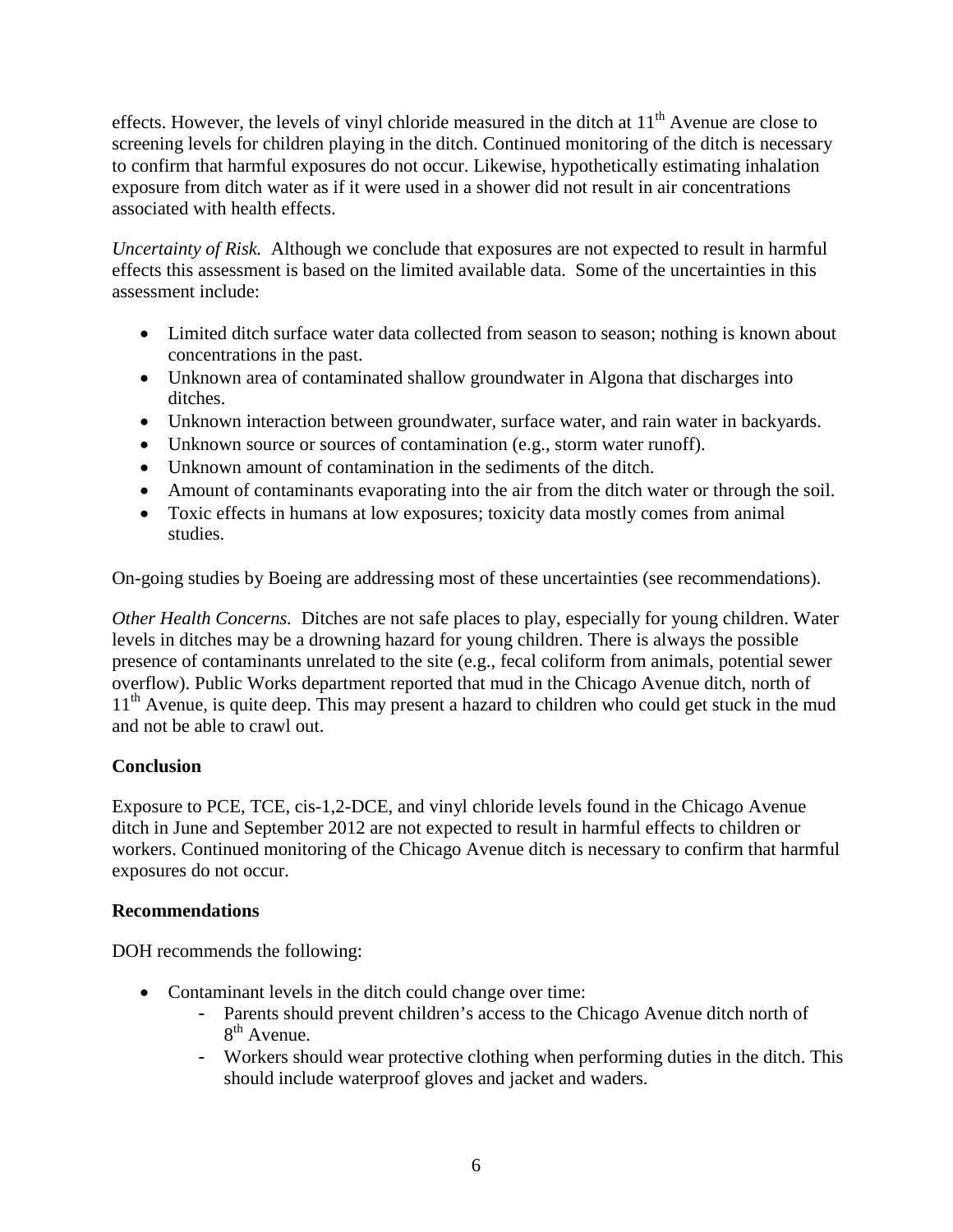effects. However, the levels of vinyl chloride measured in the ditch at 11th Avenue are close to screening levels for children playing in the ditch. Continued monitoring of the ditch is necessary to confirm that harmful exposures do not occur. Likewise, hypothetically estimating inhalation exposure from ditch water as if it were used in a shower did not result in air concentrations associated with health effects.

*Uncertainty of Risk.* Although we conclude that exposures are not expected to result in harmful effects this assessment is based on the limited available data. Some of the uncertainties in this assessment include:

- Limited ditch surface water data collected from season to season; nothing is known about concentrations in the past.
- Unknown area of contaminated shallow groundwater in Algona that discharges into ditches.
- Unknown interaction between groundwater, surface water, and rain water in backyards.
- Unknown source or sources of contamination (e.g., storm water runoff).
- Unknown amount of contamination in the sediments of the ditch.
- Amount of contaminants evaporating into the air from the ditch water or through the soil.
- Toxic effects in humans at low exposures; toxicity data mostly comes from animal studies.

On-going studies by Boeing are addressing most of these uncertainties (see recommendations).

*Other Health Concerns.* Ditches are not safe places to play, especially for young children. Water levels in ditches may be a drowning hazard for young children. There is always the possible presence of contaminants unrelated to the site (e.g., fecal coliform from animals, potential sewer overflow). Public Works department reported that mud in the Chicago Avenue ditch, north of 11th Avenue, is quite deep. This may present a hazard to children who could get stuck in the mud and not be able to crawl out.

**Conclusion**

Exposure to PCE, TCE, cis-1,2-DCE, and vinyl chloride levels found in the Chicago Avenue ditch in June and September 2012 are not expected to result in harmful effects to children or workers. Continued monitoring of the Chicago Avenue ditch is necessary to confirm that harmful exposures do not occur.

**Recommendations**

DOH recommends the following:

- Contaminant levels in the ditch could change over time:
  - Parents should prevent children's access to the Chicago Avenue ditch north of 8th Avenue.
  - Workers should wear protective clothing when performing duties in the ditch. This should include waterproof gloves and jacket and waders.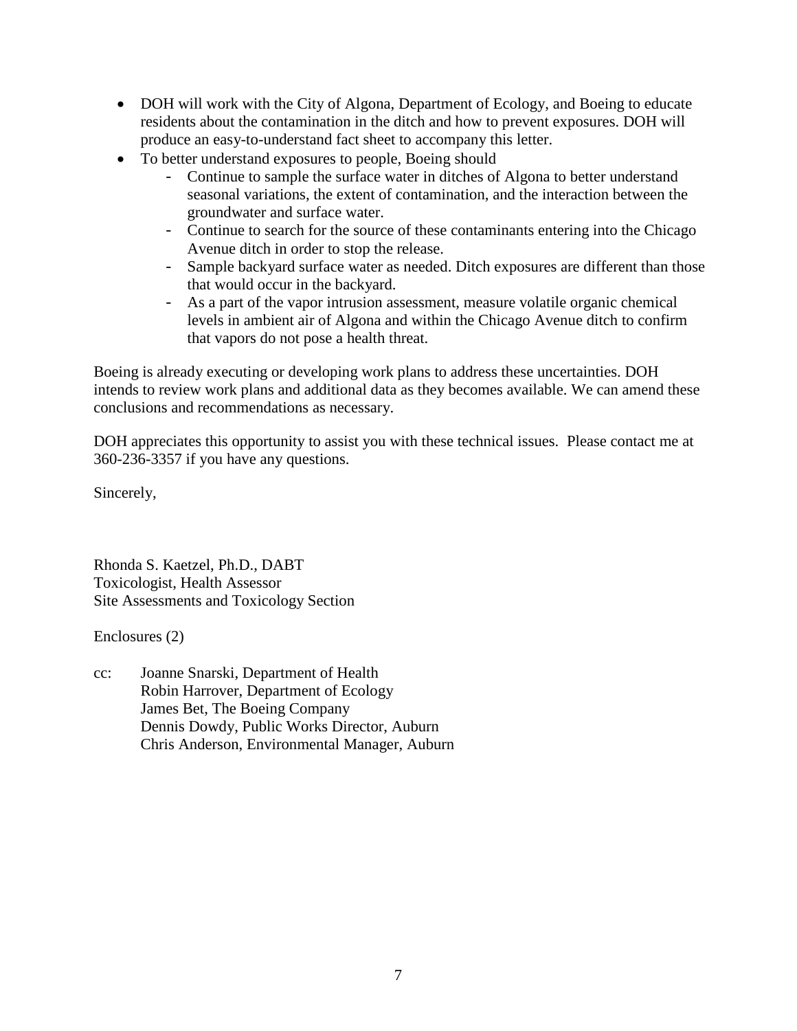- DOH will work with the City of Algona, Department of Ecology, and Boeing to educate residents about the contamination in the ditch and how to prevent exposures. DOH will produce an easy-to-understand fact sheet to accompany this letter.
- To better understand exposures to people, Boeing should
    - Continue to sample the surface water in ditches of Algona to better understand seasonal variations, the extent of contamination, and the interaction between the groundwater and surface water.
    - Continue to search for the source of these contaminants entering into the Chicago Avenue ditch in order to stop the release.
    - Sample backyard surface water as needed. Ditch exposures are different than those that would occur in the backyard.
    - As a part of the vapor intrusion assessment, measure volatile organic chemical levels in ambient air of Algona and within the Chicago Avenue ditch to confirm that vapors do not pose a health threat.

Boeing is already executing or developing work plans to address these uncertainties. DOH intends to review work plans and additional data as they becomes available. We can amend these conclusions and recommendations as necessary.

DOH appreciates this opportunity to assist you with these technical issues. Please contact me at 360-236-3357 if you have any questions.

Sincerely,

Rhonda S. Kaetzel, Ph.D., DABT
Toxicologist, Health Assessor
Site Assessments and Toxicology Section

Enclosures (2)

cc: Joanne Snarski, Department of Health
Robin Harrover, Department of Ecology
James Bet, The Boeing Company
Dennis Dowdy, Public Works Director, Auburn
Chris Anderson, Environmental Manager, Auburn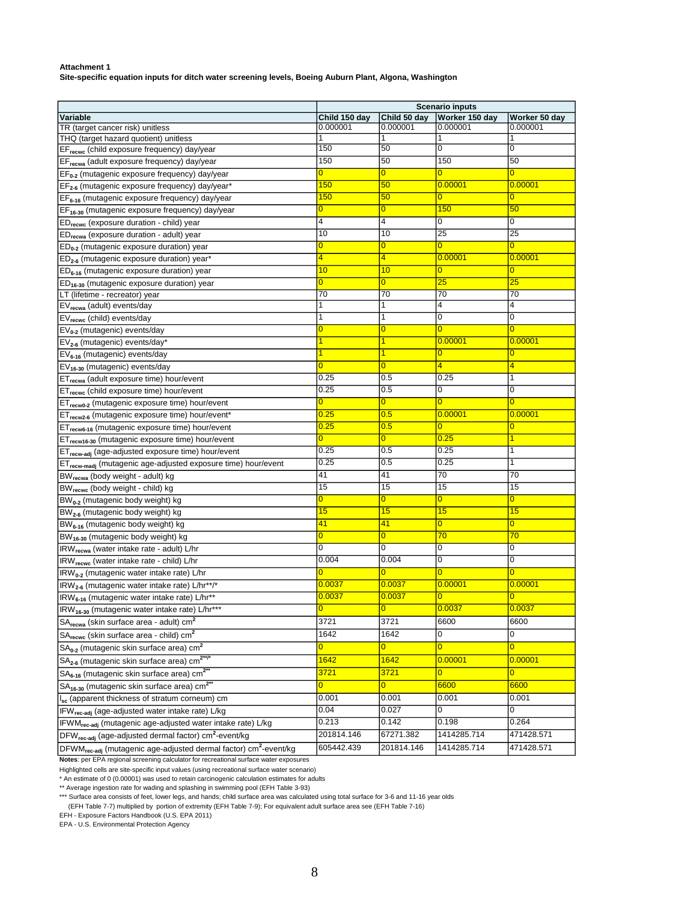**Attachment 1**

**Site-specific equation inputs for ditch water screening levels, Boeing Auburn Plant, Algona, Washington**

| Variable | Scenario inputs | | | |
|---|---|---|---|---|
| | **Child 150 day** | **Child 50 day** | **Worker 150 day** | **Worker 50 day** |
| TR (target cancer risk) unitless | 0.000001 | 0.000001 | 0.000001 | 0.000001 |
| THQ (target hazard quotient) unitless | 1 | 1 | 1 | 1 |
| $EF_{recwc}$ (child exposure frequency) day/year | 150 | 50 | 0 | 0 |
| $EF_{recwa}$ (adult exposure frequency) day/year | 150 | 50 | 150 | 50 |
| $EF_{0-2}$ (mutagenic exposure frequency) day/year | 0 | 0 | 0 | 0 |
| $EF_{2-6}$ (mutagenic exposure frequency) day/year* | 150 | 50 | 0.00001 | 0.00001 |
| $EF_{6-16}$ (mutagenic exposure frequency) day/year | 150 | 50 | 0 | 0 |
| $EF_{16-30}$ (mutagenic exposure frequency) day/year | 0 | 0 | 150 | 50 |
| $ED_{recwc}$ (exposure duration - child) year | 4 | 4 | 0 | 0 |
| $ED_{recwa}$ (exposure duration - adult) year | 10 | 10 | 25 | 25 |
| $ED_{0-2}$ (mutagenic exposure duration) year | 0 | 0 | 0 | 0 |
| $ED_{2-6}$ (mutagenic exposure duration) year* | 4 | 4 | 0.00001 | 0.00001 |
| $ED_{6-16}$ (mutagenic exposure duration) year | 10 | 10 | 0 | 0 |
| $ED_{16-30}$ (mutagenic exposure duration) year | 0 | 0 | 25 | 25 |
| LT (lifetime - recreator) year | 70 | 70 | 70 | 70 |
| $EV_{recwa}$ (adult) events/day | 1 | 1 | 4 | 4 |
| $EV_{recwc}$ (child) events/day | 1 | 1 | 0 | 0 |
| $EV_{0-2}$ (mutagenic) events/day | 0 | 0 | 0 | 0 |
| $EV_{2-6}$ (mutagenic) events/day* | 1 | 1 | 0.00001 | 0.00001 |
| $EV_{6-16}$ (mutagenic) events/day | 1 | 1 | 0 | 0 |
| $EV_{16-30}$ (mutagenic) events/day | 0 | 0 | 4 | 4 |
| $ET_{recwa}$ (adult exposure time) hour/event | 0.25 | 0.5 | 0.25 | 1 |
| $ET_{recwc}$ (child exposure time) hour/event | 0.25 | 0.5 | 0 | 0 |
| $ET_{recw0-2}$ (mutagenic exposure time) hour/event | 0 | 0 | 0 | 0 |
| $ET_{recw2-6}$ (mutagenic exposure time) hour/event* | 0.25 | 0.5 | 0.00001 | 0.00001 |
| $ET_{recw6-16}$ (mutagenic exposure time) hour/event | 0.25 | 0.5 | 0 | 0 |
| $ET_{recw16-30}$ (mutagenic exposure time) hour/event | 0 | 0 | 0.25 | 1 |
| $ET_{recw-adj}$ (age-adjusted exposure time) hour/event | 0.25 | 0.5 | 0.25 | 1 |
| $ET_{recw-madj}$ (mutagenic age-adjusted exposure time) hour/event | 0.25 | 0.5 | 0.25 | 1 |
| $BW_{recwa}$ (body weight - adult) kg | 41 | 41 | 70 | 70 |
| $BW_{recwc}$ (body weight - child) kg | 15 | 15 | 15 | 15 |
| $BW_{0-2}$ (mutagenic body weight) kg | 0 | 0 | 0 | 0 |
| $BW_{2-6}$ (mutagenic body weight) kg | 15 | 15 | 15 | 15 |
| $BW_{6-16}$ (mutagenic body weight) kg | 41 | 41 | 0 | 0 |
| $BW_{16-30}$ (mutagenic body weight) kg | 0 | 0 | 70 | 70 |
| $IRW_{recwa}$ (water intake rate - adult) L/hr | 0 | 0 | 0 | 0 |
| $IRW_{recwc}$ (water intake rate - child) L/hr | 0.004 | 0.004 | 0 | 0 |
| $IRW_{0-2}$ (mutagenic water intake rate) L/hr | 0 | 0 | 0 | 0 |
| $IRW_{2-6}$ (mutagenic water intake rate) L/hr**/* | 0.0037 | 0.0037 | 0.00001 | 0.00001 |
| $IRW_{6-16}$ (mutagenic water intake rate) L/hr** | 0.0037 | 0.0037 | 0 | 0 |
| $IRW_{16-30}$ (mutagenic water intake rate) L/hr*** | 0 | 0 | 0.0037 | 0.0037 |
| $SA_{recwa}$ (skin surface area - adult) $cm^2$ | 3721 | 3721 | 6600 | 6600 |
| $SA_{recwc}$ (skin surface area - child) $cm^2$ | 1642 | 1642 | 0 | 0 |
| $SA_{0-2}$ (mutagenic skin surface area) $cm^2$ | 0 | 0 | 0 | 0 |
| $SA_{2-6}$ (mutagenic skin surface area) $cm^{2}$**/* | 1642 | 1642 | 0.00001 | 0.00001 |
| $SA_{6-16}$ (mutagenic skin surface area) $cm^{2}$** | 3721 | 3721 | 0 | 0 |
| $SA_{16-30}$ (mutagenic skin surface area) $cm^{2}$** | 0 | 0 | 6600 | 6600 |
| $l_{sc}$ (apparent thickness of stratum corneum) cm | 0.001 | 0.001 | 0.001 | 0.001 |
| $IFW_{rec-adj}$ (age-adjusted water intake rate) L/kg | 0.04 | 0.027 | 0 | 0 |
| $IFWM_{rec-adj}$ (mutagenic age-adjusted water intake rate) L/kg | 0.213 | 0.142 | 0.198 | 0.264 |
| $DFW_{rec-adj}$ (age-adjusted dermal factor) $cm^2$-event/kg | 201814.146 | 67271.382 | 1414285.714 | 471428.571 |
| $DFWM_{rec-adj}$ (mutagenic age-adjusted dermal factor) $cm^2$-event/kg | 605442.439 | 201814.146 | 1414285.714 | 471428.571 |

**Notes**: per EPA regional screening calculator for recreational surface water exposures

Highlighted cells are site-specific input values (using recreational surface water scenario)

\* An estimate of 0 (0.00001) was used to retain carcinogenic calculation estimates for adults

\** Average ingestion rate for wading and splashing in swimming pool (EFH Table 3-93)

\*** Surface area consists of feet, lower legs, and hands; child surface area was calculated using total surface for 3-6 and 11-16 year olds (EFH Table 7-7) multiplied by portion of extremity (EFH Table 7-9); For equivalent adult surface area see (EFH Table 7-16)

EFH - Exposure Factors Handbook (U.S. EPA 2011)

EPA - U.S. Environmental Protection Agency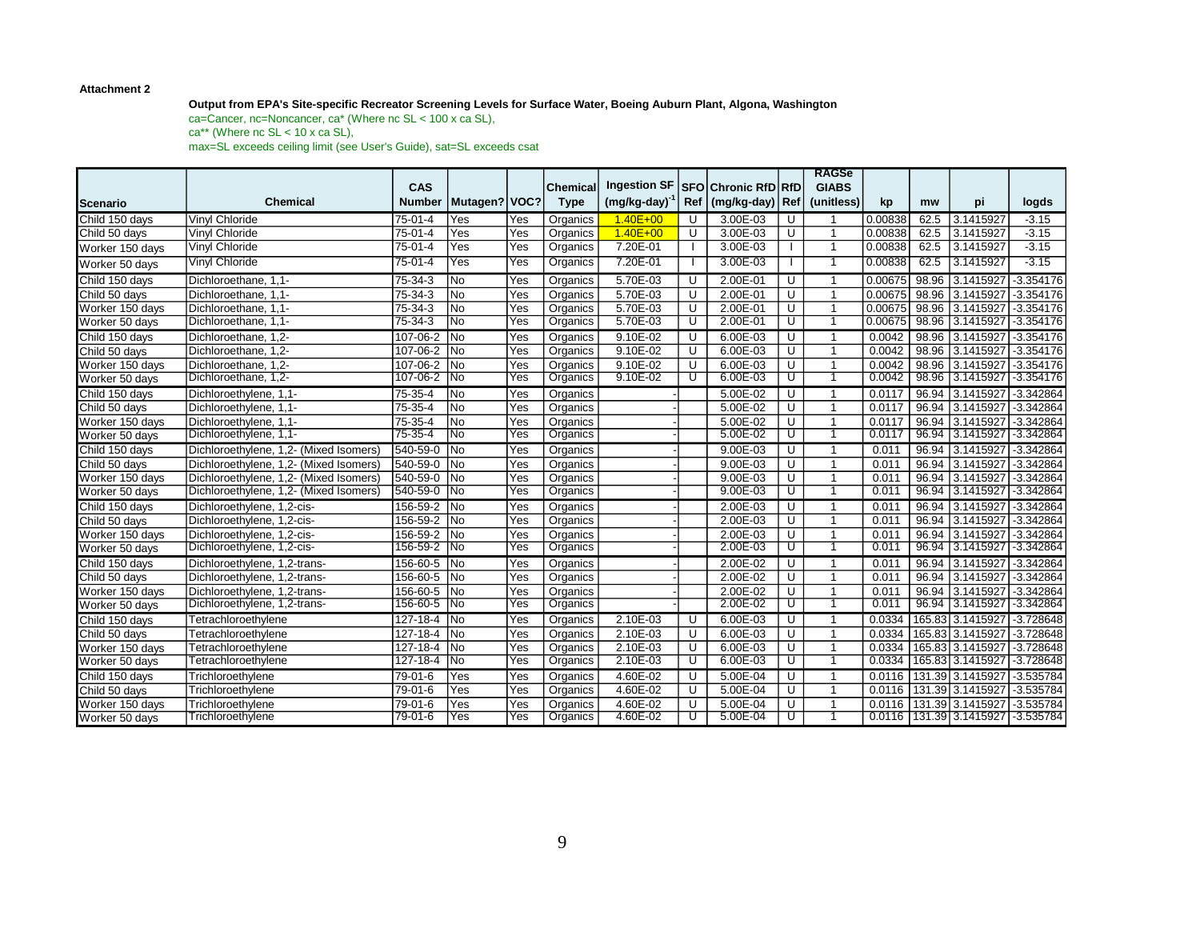**Attachment 2**

**Output from EPA's Site-specific Recreator Screening Levels for Surface Water, Boeing Auburn Plant, Algona, Washington**

ca=Cancer, nc=Noncancer, ca* (Where nc SL < 100 x ca SL),
ca** (Where nc SL < 10 x ca SL),
max=SL exceeds ceiling limit (see User's Guide), sat=SL exceeds csat

| Scenario | Chemical | CAS Number | Mutagen? | VOC? | Chemical Type | Ingestion SF $(mg/kg\text{-}day)^{-1}$ | SFO Ref | Chronic RfD (mg/kg-day) | RfD Ref | RAGSe GIABS (unitless) | kp | mw | pi | logds |
|---|---|---|---|---|---|---|---|---|---|---|---|---|---|---|
| Child 150 days | Vinyl Chloride | 75-01-4 | Yes | Yes | Organics | 1.40E+00 | U | 3.00E-03 | U | 1 | 0.00838 | 62.5 | 3.1415927 | -3.15 |
| Child 50 days | Vinyl Chloride | 75-01-4 | Yes | Yes | Organics | 1.40E+00 | U | 3.00E-03 | U | 1 | 0.00838 | 62.5 | 3.1415927 | -3.15 |
| Worker 150 days | Vinyl Chloride | 75-01-4 | Yes | Yes | Organics | 7.20E-01 | I | 3.00E-03 | I | 1 | 0.00838 | 62.5 | 3.1415927 | -3.15 |
| Worker 50 days | Vinyl Chloride | 75-01-4 | Yes | Yes | Organics | 7.20E-01 | I | 3.00E-03 | I | 1 | 0.00838 | 62.5 | 3.1415927 | -3.15 |
| Child 150 days | Dichloroethane, 1,1- | 75-34-3 | No | Yes | Organics | 5.70E-03 | U | 2.00E-01 | U | 1 | 0.00675 | 98.96 | 3.1415927 | -3.354176 |
| Child 50 days | Dichloroethane, 1,1- | 75-34-3 | No | Yes | Organics | 5.70E-03 | U | 2.00E-01 | U | 1 | 0.00675 | 98.96 | 3.1415927 | -3.354176 |
| Worker 150 days | Dichloroethane, 1,1- | 75-34-3 | No | Yes | Organics | 5.70E-03 | U | 2.00E-01 | U | 1 | 0.00675 | 98.96 | 3.1415927 | -3.354176 |
| Worker 50 days | Dichloroethane, 1,1- | 75-34-3 | No | Yes | Organics | 5.70E-03 | U | 2.00E-01 | U | 1 | 0.00675 | 98.96 | 3.1415927 | -3.354176 |
| Child 150 days | Dichloroethane, 1,2- | 107-06-2 | No | Yes | Organics | 9.10E-02 | U | 6.00E-03 | U | 1 | 0.0042 | 98.96 | 3.1415927 | -3.354176 |
| Child 50 days | Dichloroethane, 1,2- | 107-06-2 | No | Yes | Organics | 9.10E-02 | U | 6.00E-03 | U | 1 | 0.0042 | 98.96 | 3.1415927 | -3.354176 |
| Worker 150 days | Dichloroethane, 1,2- | 107-06-2 | No | Yes | Organics | 9.10E-02 | U | 6.00E-03 | U | 1 | 0.0042 | 98.96 | 3.1415927 | -3.354176 |
| Worker 50 days | Dichloroethane, 1,2- | 107-06-2 | No | Yes | Organics | 9.10E-02 | U | 6.00E-03 | U | 1 | 0.0042 | 98.96 | 3.1415927 | -3.354176 |
| Child 150 days | Dichloroethylene, 1,1- | 75-35-4 | No | Yes | Organics | - | | 5.00E-02 | U | 1 | 0.0117 | 96.94 | 3.1415927 | -3.342864 |
| Child 50 days | Dichloroethylene, 1,1- | 75-35-4 | No | Yes | Organics | - | | 5.00E-02 | U | 1 | 0.0117 | 96.94 | 3.1415927 | -3.342864 |
| Worker 150 days | Dichloroethylene, 1,1- | 75-35-4 | No | Yes | Organics | - | | 5.00E-02 | U | 1 | 0.0117 | 96.94 | 3.1415927 | -3.342864 |
| Worker 50 days | Dichloroethylene, 1,1- | 75-35-4 | No | Yes | Organics | - | | 5.00E-02 | U | 1 | 0.0117 | 96.94 | 3.1415927 | -3.342864 |
| Child 150 days | Dichloroethylene, 1,2- (Mixed Isomers) | 540-59-0 | No | Yes | Organics | - | | 9.00E-03 | U | 1 | 0.011 | 96.94 | 3.1415927 | -3.342864 |
| Child 50 days | Dichloroethylene, 1,2- (Mixed Isomers) | 540-59-0 | No | Yes | Organics | - | | 9.00E-03 | U | 1 | 0.011 | 96.94 | 3.1415927 | -3.342864 |
| Worker 150 days | Dichloroethylene, 1,2- (Mixed Isomers) | 540-59-0 | No | Yes | Organics | - | | 9.00E-03 | U | 1 | 0.011 | 96.94 | 3.1415927 | -3.342864 |
| Worker 50 days | Dichloroethylene, 1,2- (Mixed Isomers) | 540-59-0 | No | Yes | Organics | - | | 9.00E-03 | U | 1 | 0.011 | 96.94 | 3.1415927 | -3.342864 |
| Child 150 days | Dichloroethylene, 1,2-cis- | 156-59-2 | No | Yes | Organics | - | | 2.00E-03 | U | 1 | 0.011 | 96.94 | 3.1415927 | -3.342864 |
| Child 50 days | Dichloroethylene, 1,2-cis- | 156-59-2 | No | Yes | Organics | - | | 2.00E-03 | U | 1 | 0.011 | 96.94 | 3.1415927 | -3.342864 |
| Worker 150 days | Dichloroethylene, 1,2-cis- | 156-59-2 | No | Yes | Organics | - | | 2.00E-03 | U | 1 | 0.011 | 96.94 | 3.1415927 | -3.342864 |
| Worker 50 days | Dichloroethylene, 1,2-cis- | 156-59-2 | No | Yes | Organics | - | | 2.00E-03 | U | 1 | 0.011 | 96.94 | 3.1415927 | -3.342864 |
| Child 150 days | Dichloroethylene, 1,2-trans- | 156-60-5 | No | Yes | Organics | - | | 2.00E-02 | U | 1 | 0.011 | 96.94 | 3.1415927 | -3.342864 |
| Child 50 days | Dichloroethylene, 1,2-trans- | 156-60-5 | No | Yes | Organics | - | | 2.00E-02 | U | 1 | 0.011 | 96.94 | 3.1415927 | -3.342864 |
| Worker 150 days | Dichloroethylene, 1,2-trans- | 156-60-5 | No | Yes | Organics | - | | 2.00E-02 | U | 1 | 0.011 | 96.94 | 3.1415927 | -3.342864 |
| Worker 50 days | Dichloroethylene, 1,2-trans- | 156-60-5 | No | Yes | Organics | - | | 2.00E-02 | U | 1 | 0.011 | 96.94 | 3.1415927 | -3.342864 |
| Child 150 days | Tetrachloroethylene | 127-18-4 | No | Yes | Organics | 2.10E-03 | U | 6.00E-03 | U | 1 | 0.0334 | 165.83 | 3.1415927 | -3.728648 |
| Child 50 days | Tetrachloroethylene | 127-18-4 | No | Yes | Organics | 2.10E-03 | U | 6.00E-03 | U | 1 | 0.0334 | 165.83 | 3.1415927 | -3.728648 |
| Worker 150 days | Tetrachloroethylene | 127-18-4 | No | Yes | Organics | 2.10E-03 | U | 6.00E-03 | U | 1 | 0.0334 | 165.83 | 3.1415927 | -3.728648 |
| Worker 50 days | Tetrachloroethylene | 127-18-4 | No | Yes | Organics | 2.10E-03 | U | 6.00E-03 | U | 1 | 0.0334 | 165.83 | 3.1415927 | -3.728648 |
| Child 150 days | Trichloroethylene | 79-01-6 | Yes | Yes | Organics | 4.60E-02 | U | 5.00E-04 | U | 1 | 0.0116 | 131.39 | 3.1415927 | -3.535784 |
| Child 50 days | Trichloroethylene | 79-01-6 | Yes | Yes | Organics | 4.60E-02 | U | 5.00E-04 | U | 1 | 0.0116 | 131.39 | 3.1415927 | -3.535784 |
| Worker 150 days | Trichloroethylene | 79-01-6 | Yes | Yes | Organics | 4.60E-02 | U | 5.00E-04 | U | 1 | 0.0116 | 131.39 | 3.1415927 | -3.535784 |
| Worker 50 days | Trichloroethylene | 79-01-6 | Yes | Yes | Organics | 4.60E-02 | U | 5.00E-04 | U | 1 | 0.0116 | 131.39 | 3.1415927 | -3.535784 |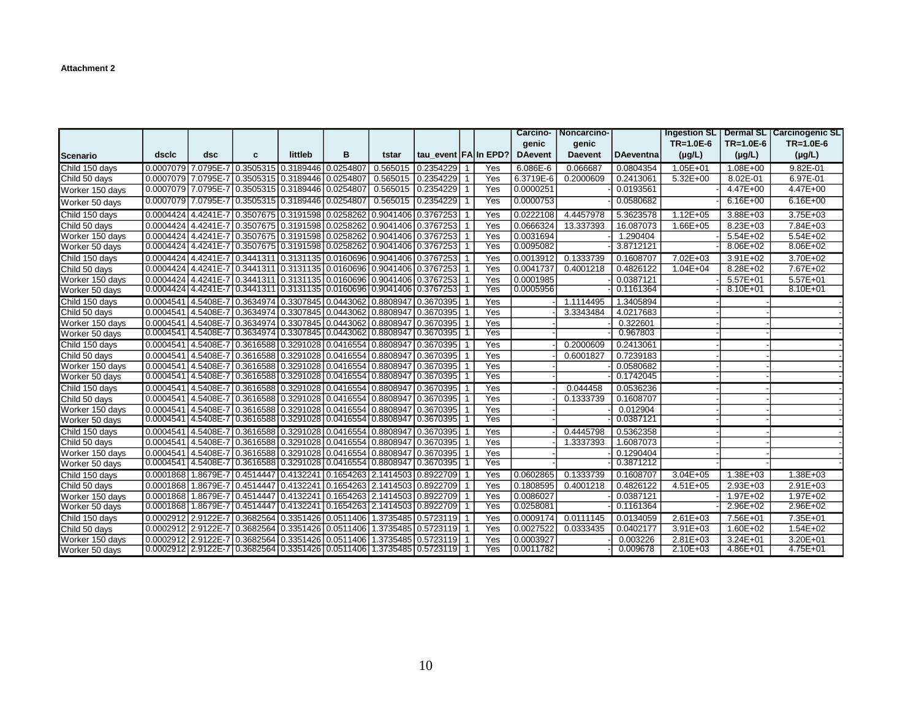**Attachment 2**

| Scenario | dsclc | dsc | c | littleb | B | tstar | tau_event | FA | In EPD? | Carcino-genic DAevent | Noncarcino-genic Daevent | DAeventna | Ingestion SL TR=1.0E-6 (µg/L) | Dermal SL TR=1.0E-6 (µg/L) | Carcinogenic SL TR=1.0E-6 (µg/L) |
|---|---|---|---|---|---|---|---|---|---|---|---|---|---|---|---|
| Child 150 days | 0.0007079 | 7.0795E-7 | 0.3505315 | 0.3189446 | 0.0254807 | 0.565015 | 0.2354229 | 1 | Yes | 6.086E-6 | 0.066687 | 0.0804354 | 1.05E+01 | 1.08E+00 | 9.82E-01 |
| Child 50 days | 0.0007079 | 7.0795E-7 | 0.3505315 | 0.3189446 | 0.0254807 | 0.565015 | 0.2354229 | 1 | Yes | 6.3719E-6 | 0.2000609 | 0.2413061 | 5.32E+00 | 8.02E-01 | 6.97E-01 |
| Worker 150 days | 0.0007079 | 7.0795E-7 | 0.3505315 | 0.3189446 | 0.0254807 | 0.565015 | 0.2354229 | 1 | Yes | 0.0000251 | - | 0.0193561 | - | 4.47E+00 | 4.47E+00 |
| Worker 50 days | 0.0007079 | 7.0795E-7 | 0.3505315 | 0.3189446 | 0.0254807 | 0.565015 | 0.2354229 | 1 | Yes | 0.0000753 | - | 0.0580682 | - | 6.16E+00 | 6.16E+00 |
| Child 150 days | 0.0004424 | 4.4241E-7 | 0.3507675 | 0.3191598 | 0.0258262 | 0.9041406 | 0.3767253 | 1 | Yes | 0.0222108 | 4.4457978 | 5.3623578 | 1.12E+05 | 3.88E+03 | 3.75E+03 |
| Child 50 days | 0.0004424 | 4.4241E-7 | 0.3507675 | 0.3191598 | 0.0258262 | 0.9041406 | 0.3767253 | 1 | Yes | 0.0666324 | 13.337393 | 16.087073 | 1.66E+05 | 8.23E+03 | 7.84E+03 |
| Worker 150 days | 0.0004424 | 4.4241E-7 | 0.3507675 | 0.3191598 | 0.0258262 | 0.9041406 | 0.3767253 | 1 | Yes | 0.0031694 | - | 1.290404 | - | 5.54E+02 | 5.54E+02 |
| Worker 50 days | 0.0004424 | 4.4241E-7 | 0.3507675 | 0.3191598 | 0.0258262 | 0.9041406 | 0.3767253 | 1 | Yes | 0.0095082 | - | 3.8712121 | - | 8.06E+02 | 8.06E+02 |
| Child 150 days | 0.0004424 | 4.4241E-7 | 0.3441311 | 0.3131135 | 0.0160696 | 0.9041406 | 0.3767253 | 1 | Yes | 0.0013912 | 0.1333739 | 0.1608707 | 7.02E+03 | 3.91E+02 | 3.70E+02 |
| Child 50 days | 0.0004424 | 4.4241E-7 | 0.3441311 | 0.3131135 | 0.0160696 | 0.9041406 | 0.3767253 | 1 | Yes | 0.0041737 | 0.4001218 | 0.4826122 | 1.04E+04 | 8.28E+02 | 7.67E+02 |
| Worker 150 days | 0.0004424 | 4.4241E-7 | 0.3441311 | 0.3131135 | 0.0160696 | 0.9041406 | 0.3767253 | 1 | Yes | 0.0001985 | - | 0.0387121 | - | 5.57E+01 | 5.57E+01 |
| Worker 50 days | 0.0004424 | 4.4241E-7 | 0.3441311 | 0.3131135 | 0.0160696 | 0.9041406 | 0.3767253 | 1 | Yes | 0.0005956 | - | 0.1161364 | - | 8.10E+01 | 8.10E+01 |
| Child 150 days | 0.0004541 | 4.5408E-7 | 0.3634974 | 0.3307845 | 0.0443062 | 0.8808947 | 0.3670395 | 1 | Yes | - | 1.1114495 | 1.3405894 | - | - | - |
| Child 50 days | 0.0004541 | 4.5408E-7 | 0.3634974 | 0.3307845 | 0.0443062 | 0.8808947 | 0.3670395 | 1 | Yes | - | 3.3343484 | 4.0217683 | - | - | - |
| Worker 150 days | 0.0004541 | 4.5408E-7 | 0.3634974 | 0.3307845 | 0.0443062 | 0.8808947 | 0.3670395 | 1 | Yes | - | - | 0.322601 | - | - | - |
| Worker 50 days | 0.0004541 | 4.5408E-7 | 0.3634974 | 0.3307845 | 0.0443062 | 0.8808947 | 0.3670395 | 1 | Yes | - | - | 0.967803 | - | - | - |
| Child 150 days | 0.0004541 | 4.5408E-7 | 0.3616588 | 0.3291028 | 0.0416554 | 0.8808947 | 0.3670395 | 1 | Yes | - | 0.2000609 | 0.2413061 | - | - | - |
| Child 50 days | 0.0004541 | 4.5408E-7 | 0.3616588 | 0.3291028 | 0.0416554 | 0.8808947 | 0.3670395 | 1 | Yes | - | 0.6001827 | 0.7239183 | - | - | - |
| Worker 150 days | 0.0004541 | 4.5408E-7 | 0.3616588 | 0.3291028 | 0.0416554 | 0.8808947 | 0.3670395 | 1 | Yes | - | - | 0.0580682 | - | - | - |
| Worker 50 days | 0.0004541 | 4.5408E-7 | 0.3616588 | 0.3291028 | 0.0416554 | 0.8808947 | 0.3670395 | 1 | Yes | - | - | 0.1742045 | - | - | - |
| Child 150 days | 0.0004541 | 4.5408E-7 | 0.3616588 | 0.3291028 | 0.0416554 | 0.8808947 | 0.3670395 | 1 | Yes | - | 0.044458 | 0.0536236 | - | - | - |
| Child 50 days | 0.0004541 | 4.5408E-7 | 0.3616588 | 0.3291028 | 0.0416554 | 0.8808947 | 0.3670395 | 1 | Yes | - | 0.1333739 | 0.1608707 | - | - | - |
| Worker 150 days | 0.0004541 | 4.5408E-7 | 0.3616588 | 0.3291028 | 0.0416554 | 0.8808947 | 0.3670395 | 1 | Yes | - | - | 0.012904 | - | - | - |
| Worker 50 days | 0.0004541 | 4.5408E-7 | 0.3616588 | 0.3291028 | 0.0416554 | 0.8808947 | 0.3670395 | 1 | Yes | - | - | 0.0387121 | - | - | - |
| Child 150 days | 0.0004541 | 4.5408E-7 | 0.3616588 | 0.3291028 | 0.0416554 | 0.8808947 | 0.3670395 | 1 | Yes | - | 0.4445798 | 0.5362358 | - | - | - |
| Child 50 days | 0.0004541 | 4.5408E-7 | 0.3616588 | 0.3291028 | 0.0416554 | 0.8808947 | 0.3670395 | 1 | Yes | - | 1.3337393 | 1.6087073 | - | - | - |
| Worker 150 days | 0.0004541 | 4.5408E-7 | 0.3616588 | 0.3291028 | 0.0416554 | 0.8808947 | 0.3670395 | 1 | Yes | - | - | 0.1290404 | - | - | - |
| Worker 50 days | 0.0004541 | 4.5408E-7 | 0.3616588 | 0.3291028 | 0.0416554 | 0.8808947 | 0.3670395 | 1 | Yes | - | - | 0.3871212 | - | - | - |
| Child 150 days | 0.0001868 | 1.8679E-7 | 0.4514447 | 0.4132241 | 0.1654263 | 2.1414503 | 0.8922709 | 1 | Yes | 0.0602865 | 0.1333739 | 0.1608707 | 3.04E+05 | 1.38E+03 | 1.38E+03 |
| Child 50 days | 0.0001868 | 1.8679E-7 | 0.4514447 | 0.4132241 | 0.1654263 | 2.1414503 | 0.8922709 | 1 | Yes | 0.1808595 | 0.4001218 | 0.4826122 | 4.51E+05 | 2.93E+03 | 2.91E+03 |
| Worker 150 days | 0.0001868 | 1.8679E-7 | 0.4514447 | 0.4132241 | 0.1654263 | 2.1414503 | 0.8922709 | 1 | Yes | 0.0086027 | - | 0.0387121 | - | 1.97E+02 | 1.97E+02 |
| Worker 50 days | 0.0001868 | 1.8679E-7 | 0.4514447 | 0.4132241 | 0.1654263 | 2.1414503 | 0.8922709 | 1 | Yes | 0.0258081 | - | 0.1161364 | - | 2.96E+02 | 2.96E+02 |
| Child 150 days | 0.0002912 | 2.9122E-7 | 0.3682564 | 0.3351426 | 0.0511406 | 1.3735485 | 0.5723119 | 1 | Yes | 0.0009174 | 0.0111145 | 0.0134059 | 2.61E+03 | 7.56E+01 | 7.35E+01 |
| Child 50 days | 0.0002912 | 2.9122E-7 | 0.3682564 | 0.3351426 | 0.0511406 | 1.3735485 | 0.5723119 | 1 | Yes | 0.0027522 | 0.0333435 | 0.0402177 | 3.91E+03 | 1.60E+02 | 1.54E+02 |
| Worker 150 days | 0.0002912 | 2.9122E-7 | 0.3682564 | 0.3351426 | 0.0511406 | 1.3735485 | 0.5723119 | 1 | Yes | 0.0003927 | - | 0.003226 | 2.81E+03 | 3.24E+01 | 3.20E+01 |
| Worker 50 days | 0.0002912 | 2.9122E-7 | 0.3682564 | 0.3351426 | 0.0511406 | 1.3735485 | 0.5723119 | 1 | Yes | 0.0011782 | - | 0.009678 | 2.10E+03 | 4.86E+01 | 4.75E+01 |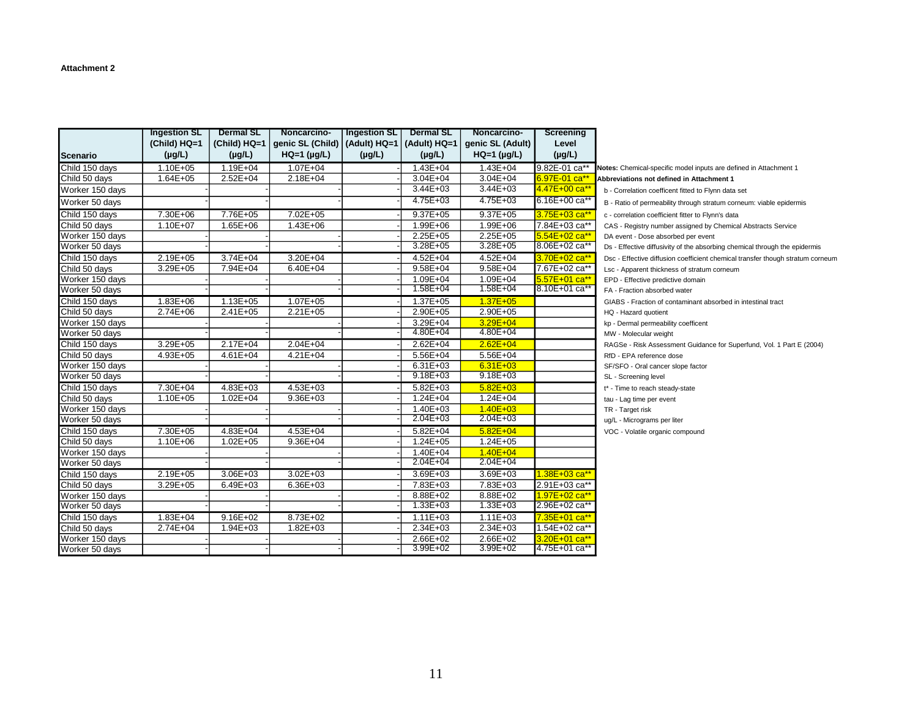**Attachment 2**

| Scenario | Ingestion SL (Child) HQ=1 (µg/L) | Dermal SL (Child) HQ=1 (µg/L) | Noncarcino-genic SL (Child) HQ=1 (µg/L) | Ingestion SL (Adult) HQ=1 (µg/L) | Dermal SL (Adult) HQ=1 (µg/L) | Noncarcino-genic SL (Adult) HQ=1 (µg/L) | Screening Level (µg/L) |
|---|---|---|---|---|---|---|---|
| Child 150 days | 1.10E+05 | 1.19E+04 | 1.07E+04 | - | 1.43E+04 | 1.43E+04 | 9.82E-01 ca** |
| Child 50 days | 1.64E+05 | 2.52E+04 | 2.18E+04 | - | 3.04E+04 | 3.04E+04 | 6.97E-01 ca** |
| Worker 150 days | - | - | - | - | 3.44E+03 | 3.44E+03 | 4.47E+00 ca** |
| Worker 50 days | - | - | - | - | 4.75E+03 | 4.75E+03 | 6.16E+00 ca** |
| Child 150 days | 7.30E+06 | 7.76E+05 | 7.02E+05 | - | 9.37E+05 | 9.37E+05 | 3.75E+03 ca** |
| Child 50 days | 1.10E+07 | 1.65E+06 | 1.43E+06 | - | 1.99E+06 | 1.99E+06 | 7.84E+03 ca** |
| Worker 150 days | - | - | - | - | 2.25E+05 | 2.25E+05 | 5.54E+02 ca** |
| Worker 50 days | - | - | - | - | 3.28E+05 | 3.28E+05 | 8.06E+02 ca** |
| Child 150 days | 2.19E+05 | 3.74E+04 | 3.20E+04 | - | 4.52E+04 | 4.52E+04 | 3.70E+02 ca** |
| Child 50 days | 3.29E+05 | 7.94E+04 | 6.40E+04 | - | 9.58E+04 | 9.58E+04 | 7.67E+02 ca** |
| Worker 150 days | - | - | - | - | 1.09E+04 | 1.09E+04 | 5.57E+01 ca** |
| Worker 50 days | - | - | - | - | 1.58E+04 | 1.58E+04 | 8.10E+01 ca** |
| Child 150 days | 1.83E+06 | 1.13E+05 | 1.07E+05 | - | 1.37E+05 | 1.37E+05 | |
| Child 50 days | 2.74E+06 | 2.41E+05 | 2.21E+05 | - | 2.90E+05 | 2.90E+05 | |
| Worker 150 days | - | - | - | - | 3.29E+04 | 3.29E+04 | |
| Worker 50 days | - | - | - | - | 4.80E+04 | 4.80E+04 | |
| Child 150 days | 3.29E+05 | 2.17E+04 | 2.04E+04 | - | 2.62E+04 | 2.62E+04 | |
| Child 50 days | 4.93E+05 | 4.61E+04 | 4.21E+04 | - | 5.56E+04 | 5.56E+04 | |
| Worker 150 days | - | - | - | - | 6.31E+03 | 6.31E+03 | |
| Worker 50 days | - | - | - | - | 9.18E+03 | 9.18E+03 | |
| Child 150 days | 7.30E+04 | 4.83E+03 | 4.53E+03 | - | 5.82E+03 | 5.82E+03 | |
| Child 50 days | 1.10E+05 | 1.02E+04 | 9.36E+03 | - | 1.24E+04 | 1.24E+04 | |
| Worker 150 days | - | - | - | - | 1.40E+03 | 1.40E+03 | |
| Worker 50 days | - | - | - | - | 2.04E+03 | 2.04E+03 | |
| Child 150 days | 7.30E+05 | 4.83E+04 | 4.53E+04 | - | 5.82E+04 | 5.82E+04 | |
| Child 50 days | 1.10E+06 | 1.02E+05 | 9.36E+04 | - | 1.24E+05 | 1.24E+05 | |
| Worker 150 days | - | - | - | - | 1.40E+04 | 1.40E+04 | |
| Worker 50 days | - | - | - | - | 2.04E+04 | 2.04E+04 | |
| Child 150 days | 2.19E+05 | 3.06E+03 | 3.02E+03 | - | 3.69E+03 | 3.69E+03 | 1.38E+03 ca** |
| Child 50 days | 3.29E+05 | 6.49E+03 | 6.36E+03 | - | 7.83E+03 | 7.83E+03 | 2.91E+03 ca** |
| Worker 150 days | - | - | - | - | 8.88E+02 | 8.88E+02 | 1.97E+02 ca** |
| Worker 50 days | - | - | - | - | 1.33E+03 | 1.33E+03 | 2.96E+02 ca** |
| Child 150 days | 1.83E+04 | 9.16E+02 | 8.73E+02 | - | 1.11E+03 | 1.11E+03 | 7.35E+01 ca** |
| Child 50 days | 2.74E+04 | 1.94E+03 | 1.82E+03 | - | 2.34E+03 | 2.34E+03 | 1.54E+02 ca** |
| Worker 150 days | - | - | - | - | 2.66E+02 | 2.66E+02 | 3.20E+01 ca** |
| Worker 50 days | - | - | - | - | 3.99E+02 | 3.99E+02 | 4.75E+01 ca** |

**Notes:** Chemical-specific model inputs are defined in Attachment 1

**Abbreviations not defined in Attachment 1**

b - Correlation coefficent fitted to Flynn data set
B - Ratio of permeability through stratum corneum: viable epidermis
c - correlation coefficient fitter to Flynn's data
CAS - Registry number assigned by Chemical Abstracts Service
DA event - Dose absorbed per event
Ds - Effective diffusivity of the absorbing chemical through the epidermis
Dsc - Effective diffusion coefficient chemical transfer though stratum corneum
Lsc - Apparent thickness of stratum corneum
EPD - Effective predictive domain
FA - Fraction absorbed water
GIABS - Fraction of contaminant absorbed in intestinal tract
HQ - Hazard quotient
kp - Dermal permeability coefficent
MW - Molecular weight
RAGSe - Risk Assessment Guidance for Superfund, Vol. 1 Part E (2004)
RfD - EPA reference dose
SF/SFO - Oral cancer slope factor
SL - Screening level
t* - Time to reach steady-state
tau - Lag time per event
TR - Target risk
ug/L - Micrograms per liter
VOC - Volatile organic compound